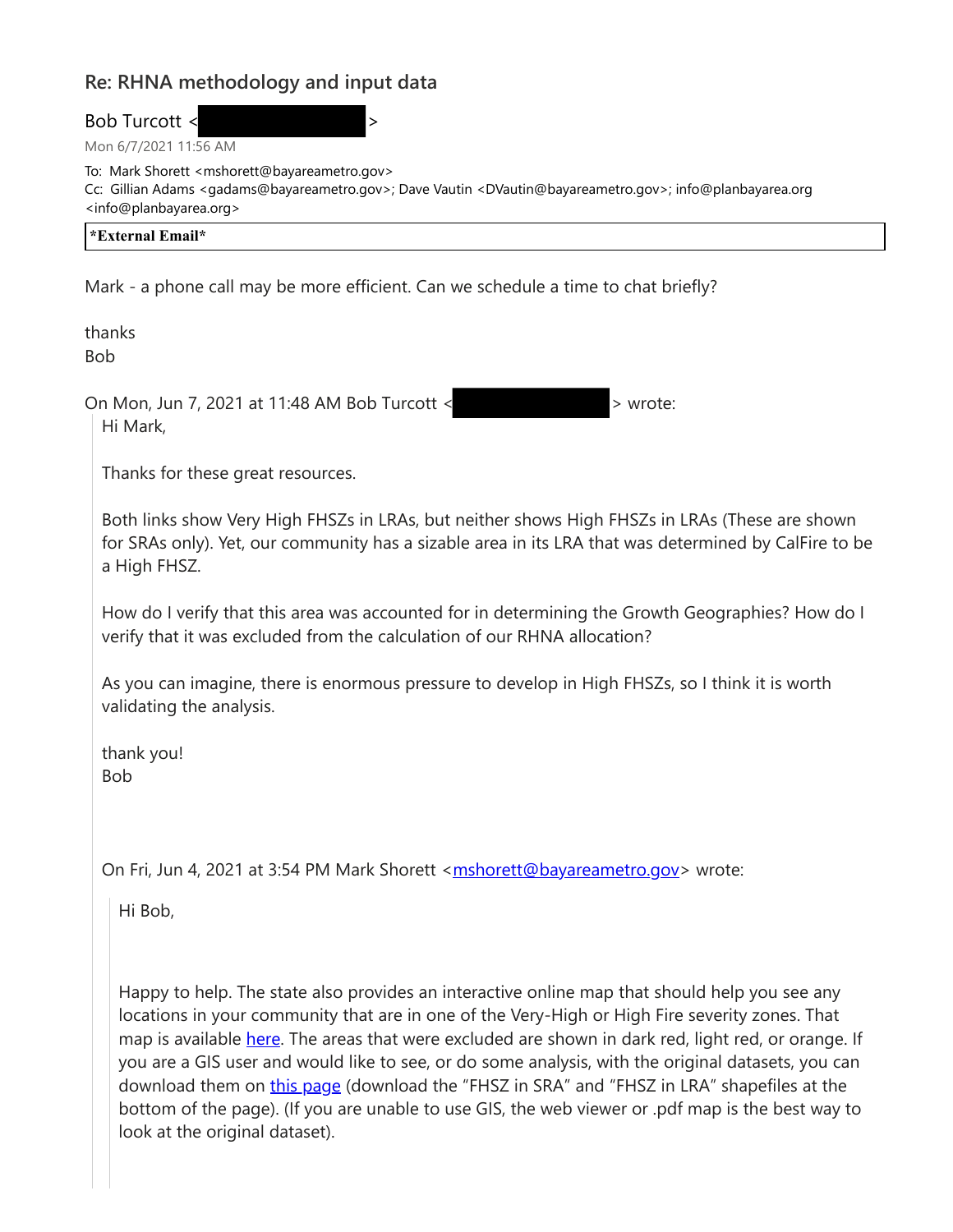## Re: RHNA methodology and input data

Bob Turcott <                    >

Mon 6/7/2021 11:56 AM

To: Mark Shorett <mshorett@bayareametro.gov>
Cc: Gillian Adams <gadams@bayareametro.gov>; Dave Vautin <DVautin@bayareametro.gov>; info@planbayarea.org <info@planbayarea.org>

**\*External Email\***

Mark - a phone call may be more efficient. Can we schedule a time to chat briefly?

thanks
Bob

On Mon, Jun 7, 2021 at 11:48 AM Bob Turcott <                    > wrote:

> Hi Mark,
>
> Thanks for these great resources.
>
> Both links show Very High FHSZs in LRAs, but neither shows High FHSZs in LRAs (These are shown for SRAs only). Yet, our community has a sizable area in its LRA that was determined by CalFire to be a High FHSZ.
>
> How do I verify that this area was accounted for in determining the Growth Geographies? How do I verify that it was excluded from the calculation of our RHNA allocation?
>
> As you can imagine, there is enormous pressure to develop in High FHSZs, so I think it is worth validating the analysis.
>
> thank you!
> Bob
>
> On Fri, Jun 4, 2021 at 3:54 PM Mark Shorett <mshorett@bayareametro.gov> wrote:
>
>> Hi Bob,
>>
>> Happy to help. The state also provides an interactive online map that should help you see any locations in your community that are in one of the Very-High or High Fire severity zones. That map is available here. The areas that were excluded are shown in dark red, light red, or orange. If you are a GIS user and would like to see, or do some analysis, with the original datasets, you can download them on this page (download the "FHSZ in SRA" and "FHSZ in LRA" shapefiles at the bottom of the page). (If you are unable to use GIS, the web viewer or .pdf map is the best way to look at the original dataset).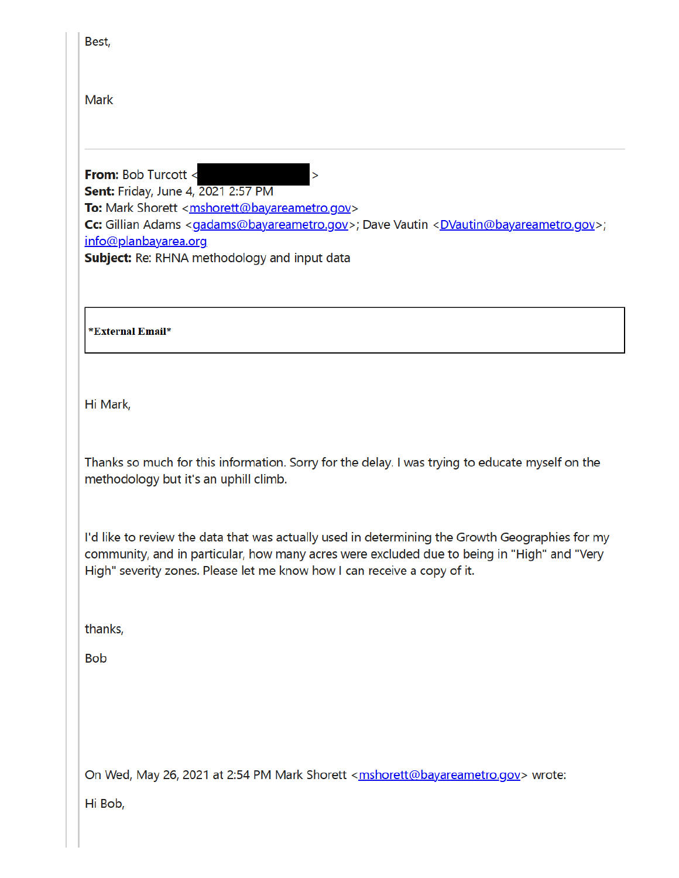Best,

Mark

---

**From:** Bob Turcott <[REDACTED]>
**Sent:** Friday, June 4, 2021 2:57 PM
**To:** Mark Shorett <mshorett@bayareametro.gov>
**Cc:** Gillian Adams <gadams@bayareametro.gov>; Dave Vautin <DVautin@bayareametro.gov>; info@planbayarea.org
**Subject:** Re: RHNA methodology and input data

**\*External Email\***

Hi Mark,

Thanks so much for this information. Sorry for the delay. I was trying to educate myself on the methodology but it's an uphill climb.

I'd like to review the data that was actually used in determining the Growth Geographies for my community, and in particular, how many acres were excluded due to being in "High" and "Very High" severity zones. Please let me know how I can receive a copy of it.

thanks,

Bob

On Wed, May 26, 2021 at 2:54 PM Mark Shorett <mshorett@bayareametro.gov> wrote:

Hi Bob,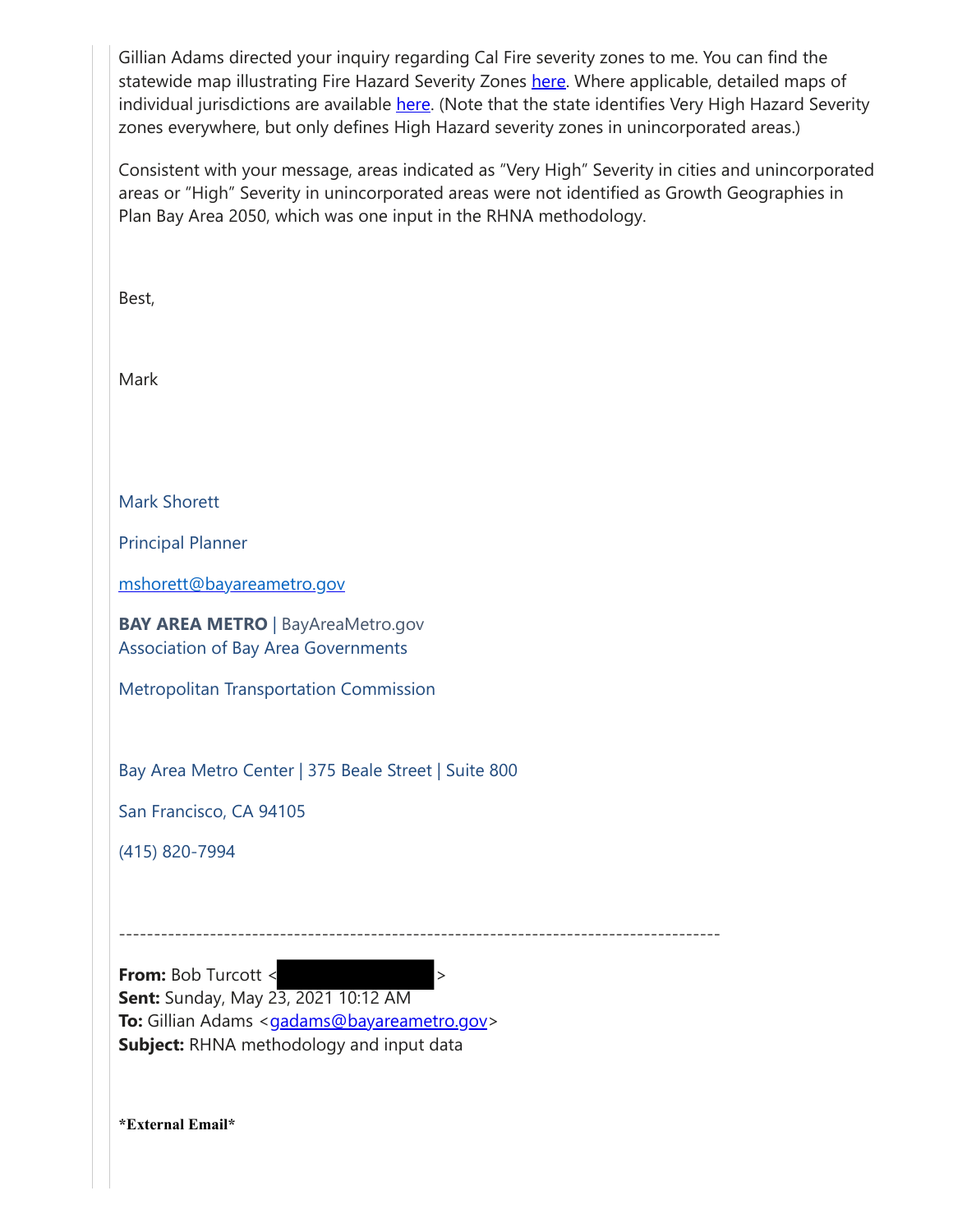Gillian Adams directed your inquiry regarding Cal Fire severity zones to me. You can find the statewide map illustrating Fire Hazard Severity Zones here. Where applicable, detailed maps of individual jurisdictions are available here. (Note that the state identifies Very High Hazard Severity zones everywhere, but only defines High Hazard severity zones in unincorporated areas.)

Consistent with your message, areas indicated as "Very High" Severity in cities and unincorporated areas or "High" Severity in unincorporated areas were not identified as Growth Geographies in Plan Bay Area 2050, which was one input in the RHNA methodology.

Best,

Mark

Mark Shorett

Principal Planner

mshorett@bayareametro.gov

**BAY AREA METRO** | BayAreaMetro.gov
Association of Bay Area Governments

Metropolitan Transportation Commission

Bay Area Metro Center | 375 Beale Street | Suite 800

San Francisco, CA 94105

(415) 820-7994

---

**From:** Bob Turcott < >
**Sent:** Sunday, May 23, 2021 10:12 AM
**To:** Gillian Adams <gadams@bayareametro.gov>
**Subject:** RHNA methodology and input data

***External Email***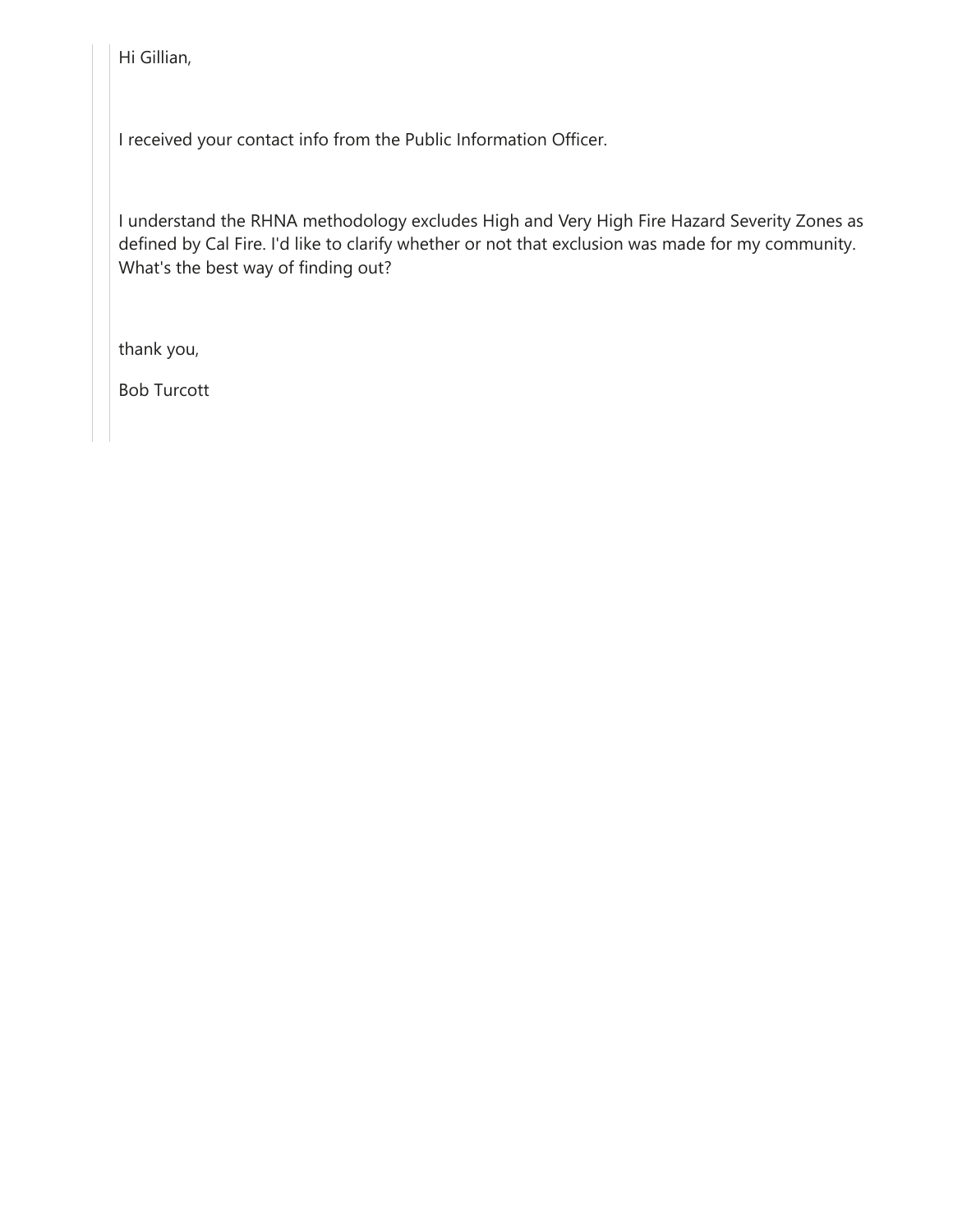Hi Gillian,

I received your contact info from the Public Information Officer.

I understand the RHNA methodology excludes High and Very High Fire Hazard Severity Zones as defined by Cal Fire. I'd like to clarify whether or not that exclusion was made for my community. What's the best way of finding out?

thank you,

Bob Turcott